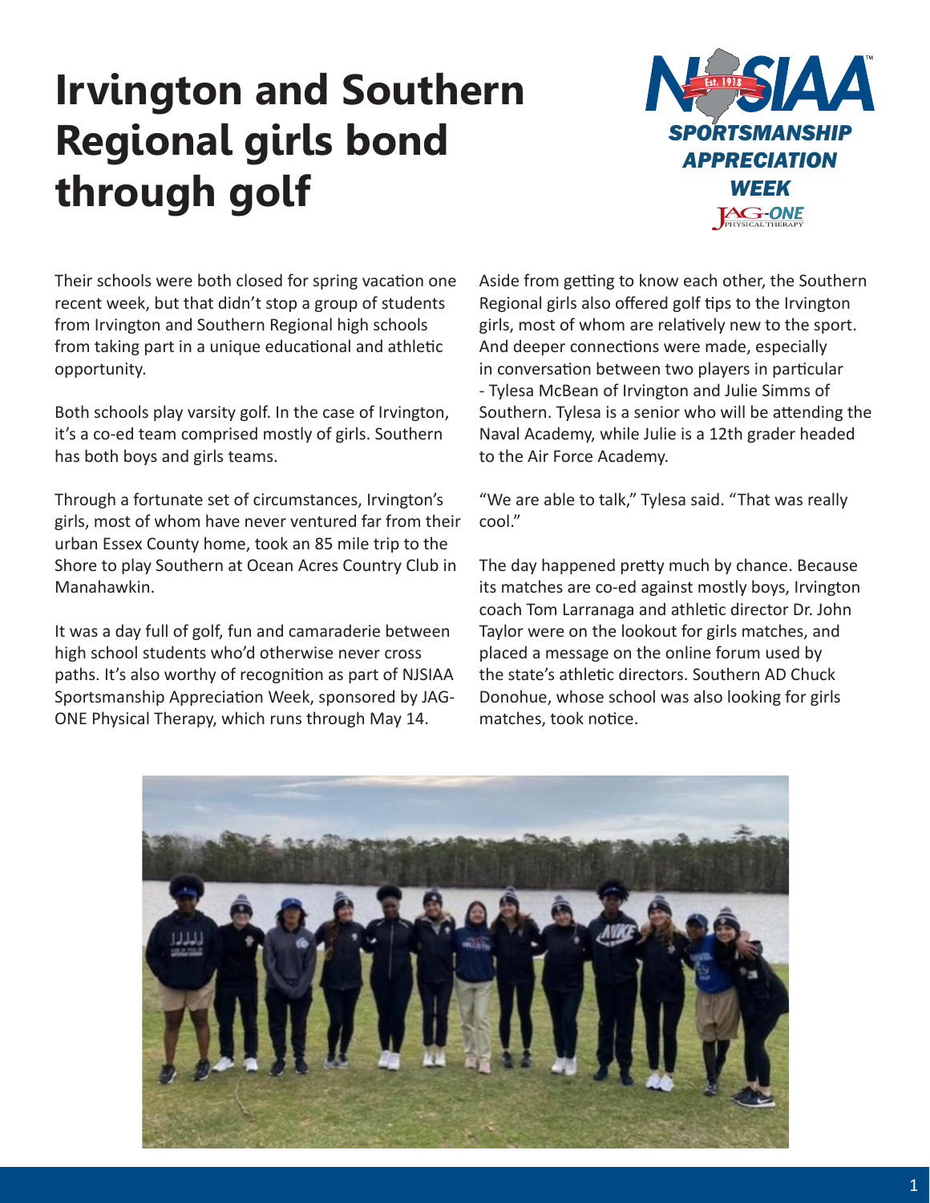# Irvington and Southern Regional girls bond through golf

NJSIAA SPORTSMANSHIP APPRECIATION WEEK

Their schools were both closed for spring vacation one recent week, but that didn't stop a group of students from Irvington and Southern Regional high schools from taking part in a unique educational and athletic opportunity.

Both schools play varsity golf. In the case of Irvington, it's a co-ed team comprised mostly of girls. Southern has both boys and girls teams.

Through a fortunate set of circumstances, Irvington's girls, most of whom have never ventured far from their urban Essex County home, took an 85 mile trip to the Shore to play Southern at Ocean Acres Country Club in Manahawkin.

It was a day full of golf, fun and camaraderie between high school students who'd otherwise never cross paths. It's also worthy of recognition as part of NJSIAA Sportsmanship Appreciation Week, sponsored by JAG-ONE Physical Therapy, which runs through May 14.

Aside from getting to know each other, the Southern Regional girls also offered golf tips to the Irvington girls, most of whom are relatively new to the sport. And deeper connections were made, especially in conversation between two players in particular - Tylesa McBean of Irvington and Julie Simms of Southern. Tylesa is a senior who will be attending the Naval Academy, while Julie is a 12th grader headed to the Air Force Academy.

"We are able to talk," Tylesa said. "That was really cool."

The day happened pretty much by chance. Because its matches are co-ed against mostly boys, Irvington coach Tom Larranaga and athletic director Dr. John Taylor were on the lookout for girls matches, and placed a message on the online forum used by the state's athletic directors. Southern AD Chuck Donohue, whose school was also looking for girls matches, took notice.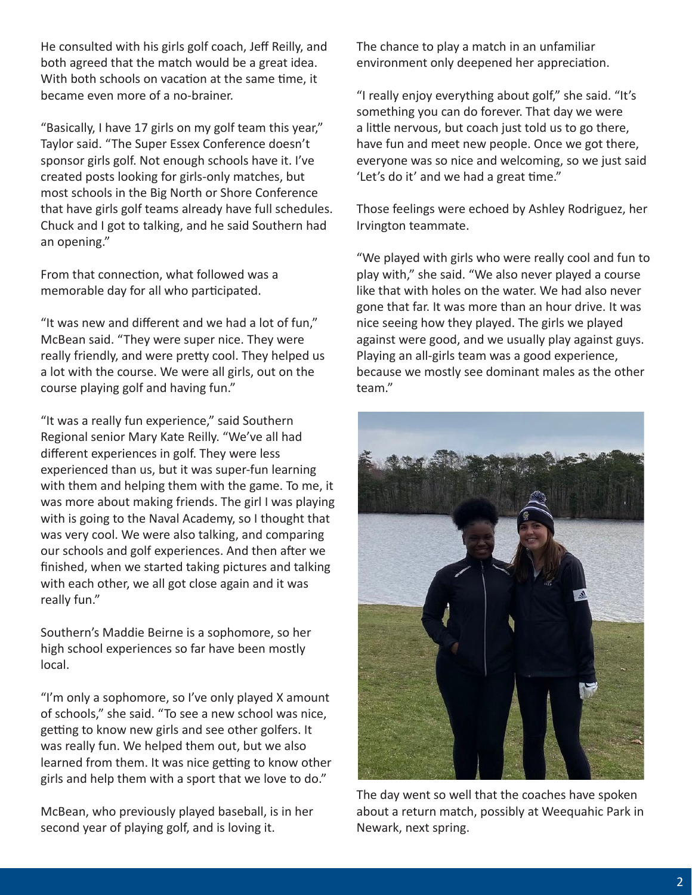He consulted with his girls golf coach, Jeff Reilly, and both agreed that the match would be a great idea. With both schools on vacation at the same time, it became even more of a no-brainer.

"Basically, I have 17 girls on my golf team this year," Taylor said. "The Super Essex Conference doesn't sponsor girls golf. Not enough schools have it. I've created posts looking for girls-only matches, but most schools in the Big North or Shore Conference that have girls golf teams already have full schedules. Chuck and I got to talking, and he said Southern had an opening."

From that connection, what followed was a memorable day for all who participated.

"It was new and different and we had a lot of fun," McBean said. "They were super nice. They were really friendly, and were pretty cool. They helped us a lot with the course. We were all girls, out on the course playing golf and having fun."

"It was a really fun experience," said Southern Regional senior Mary Kate Reilly. "We've all had different experiences in golf. They were less experienced than us, but it was super-fun learning with them and helping them with the game. To me, it was more about making friends. The girl I was playing with is going to the Naval Academy, so I thought that was very cool. We were also talking, and comparing our schools and golf experiences. And then after we finished, when we started taking pictures and talking with each other, we all got close again and it was really fun."

Southern's Maddie Beirne is a sophomore, so her high school experiences so far have been mostly local.

"I'm only a sophomore, so I've only played X amount of schools," she said. "To see a new school was nice, getting to know new girls and see other golfers. It was really fun. We helped them out, but we also learned from them. It was nice getting to know other girls and help them with a sport that we love to do."

McBean, who previously played baseball, is in her second year of playing golf, and is loving it.

The chance to play a match in an unfamiliar environment only deepened her appreciation.

"I really enjoy everything about golf," she said. "It's something you can do forever. That day we were a little nervous, but coach just told us to go there, have fun and meet new people. Once we got there, everyone was so nice and welcoming, so we just said 'Let's do it' and we had a great time."

Those feelings were echoed by Ashley Rodriguez, her Irvington teammate.

"We played with girls who were really cool and fun to play with," she said. "We also never played a course like that with holes on the water. We had also never gone that far. It was more than an hour drive. It was nice seeing how they played. The girls we played against were good, and we usually play against guys. Playing an all-girls team was a good experience, because we mostly see dominant males as the other team."

The day went so well that the coaches have spoken about a return match, possibly at Weequahic Park in Newark, next spring.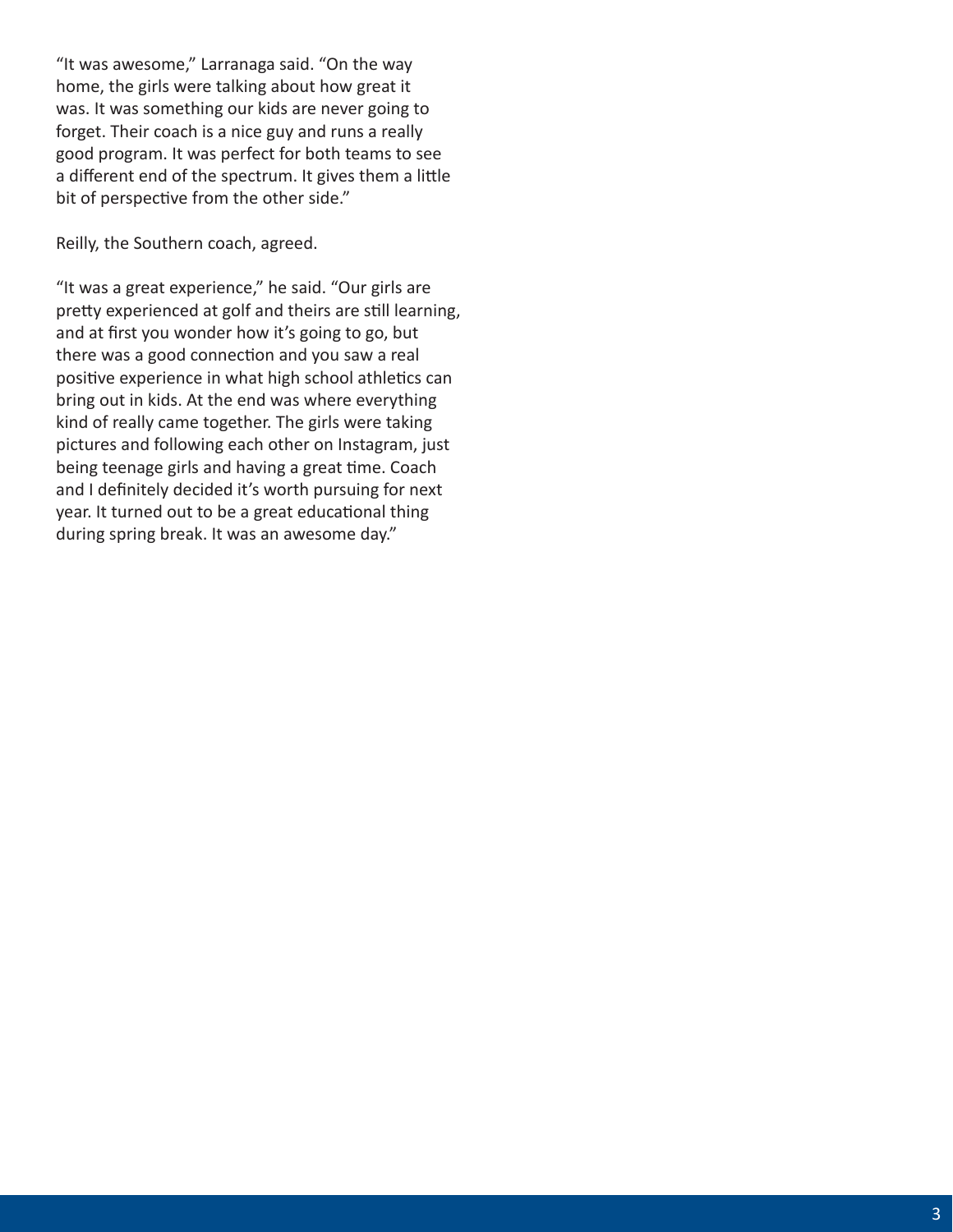"It was awesome," Larranaga said. "On the way home, the girls were talking about how great it was. It was something our kids are never going to forget. Their coach is a nice guy and runs a really good program. It was perfect for both teams to see a different end of the spectrum. It gives them a little bit of perspective from the other side."

Reilly, the Southern coach, agreed.

"It was a great experience," he said. "Our girls are pretty experienced at golf and theirs are still learning, and at first you wonder how it's going to go, but there was a good connection and you saw a real positive experience in what high school athletics can bring out in kids. At the end was where everything kind of really came together. The girls were taking pictures and following each other on Instagram, just being teenage girls and having a great time. Coach and I definitely decided it's worth pursuing for next year. It turned out to be a great educational thing during spring break. It was an awesome day."